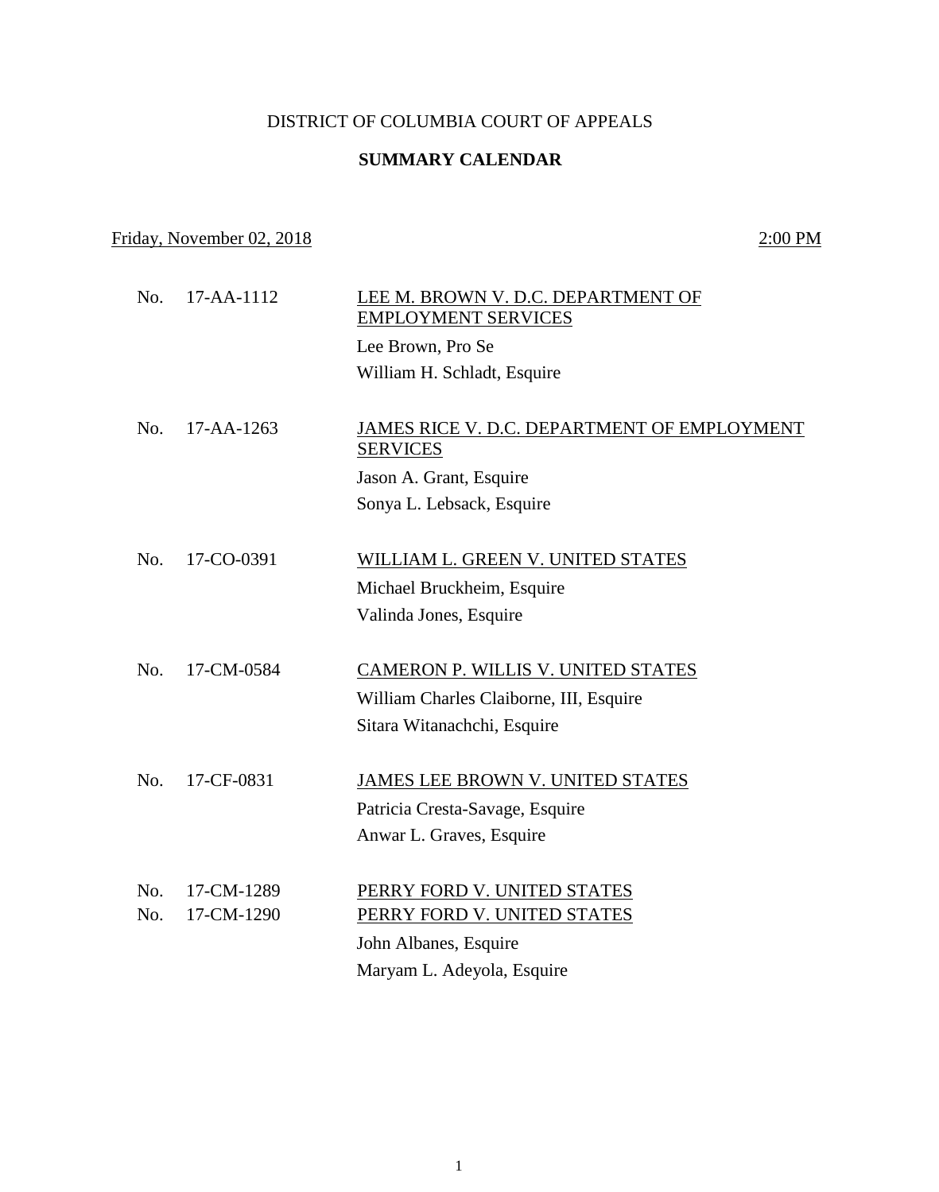DISTRICT OF COLUMBIA COURT OF APPEALS

**SUMMARY CALENDAR**

Friday, November 02, 2018 — 2:00 PM

| | | |
|---|---|---|
| No. | 17-AA-1112 | LEE M. BROWN V. D.C. DEPARTMENT OF EMPLOYMENT SERVICES |
| | | Lee Brown, Pro Se |
| | | William H. Schladt, Esquire |
| No. | 17-AA-1263 | JAMES RICE V. D.C. DEPARTMENT OF EMPLOYMENT SERVICES |
| | | Jason A. Grant, Esquire |
| | | Sonya L. Lebsack, Esquire |
| No. | 17-CO-0391 | WILLIAM L. GREEN V. UNITED STATES |
| | | Michael Bruckheim, Esquire |
| | | Valinda Jones, Esquire |
| No. | 17-CM-0584 | CAMERON P. WILLIS V. UNITED STATES |
| | | William Charles Claiborne, III, Esquire |
| | | Sitara Witanachchi, Esquire |
| No. | 17-CF-0831 | JAMES LEE BROWN V. UNITED STATES |
| | | Patricia Cresta-Savage, Esquire |
| | | Anwar L. Graves, Esquire |
| No. | 17-CM-1289 | PERRY FORD V. UNITED STATES |
| No. | 17-CM-1290 | PERRY FORD V. UNITED STATES |
| | | John Albanes, Esquire |
| | | Maryam L. Adeyola, Esquire |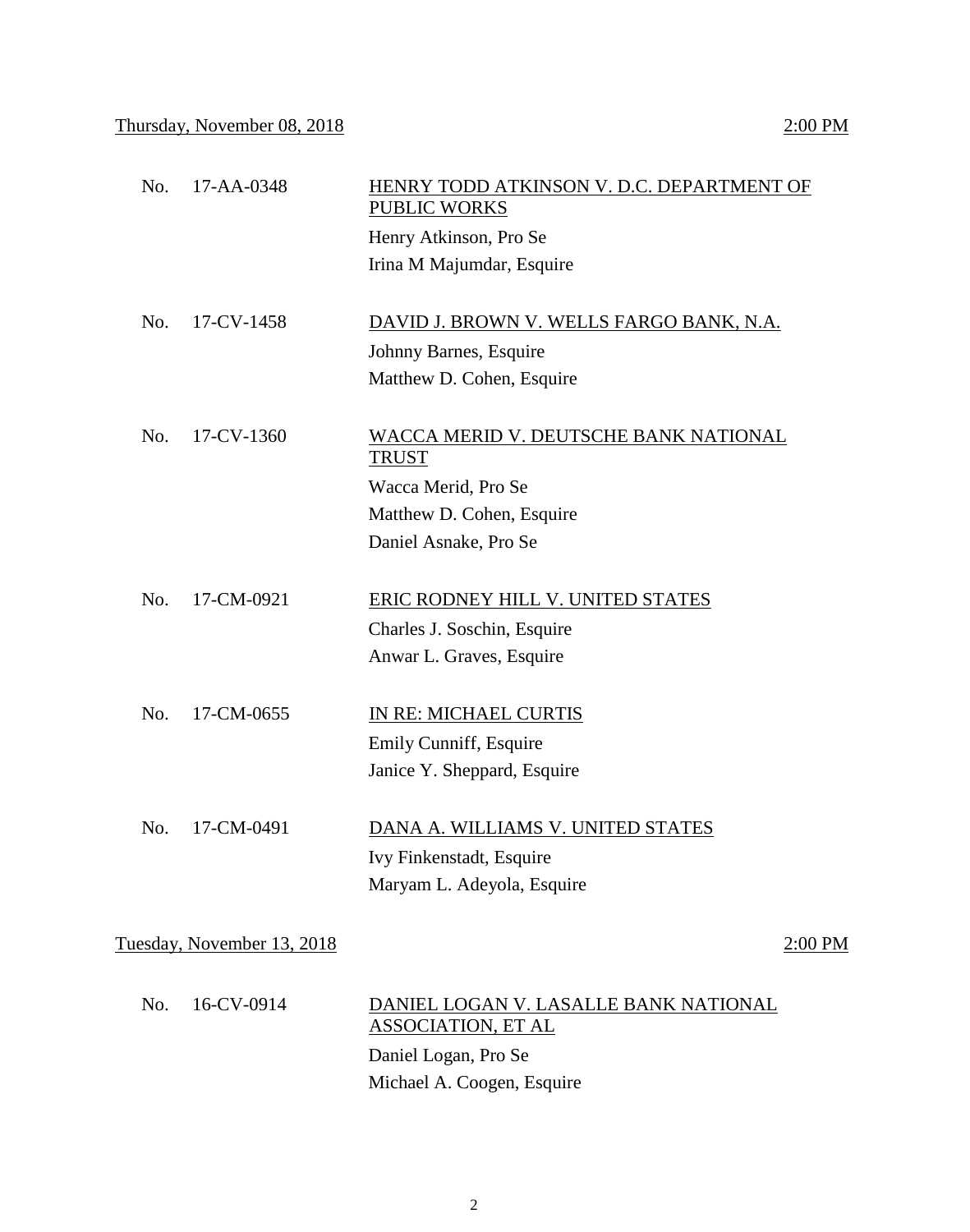<u>Thursday, November 08, 2018</u> <u>2:00 PM</u>

No. 17-AA-0348 <u>HENRY TODD ATKINSON V. D.C. DEPARTMENT OF PUBLIC WORKS</u>

Henry Atkinson, Pro Se
Irina M Majumdar, Esquire

No. 17-CV-1458 <u>DAVID J. BROWN V. WELLS FARGO BANK, N.A.</u>

Johnny Barnes, Esquire
Matthew D. Cohen, Esquire

No. 17-CV-1360 <u>WACCA MERID V. DEUTSCHE BANK NATIONAL TRUST</u>

Wacca Merid, Pro Se
Matthew D. Cohen, Esquire
Daniel Asnake, Pro Se

No. 17-CM-0921 <u>ERIC RODNEY HILL V. UNITED STATES</u>

Charles J. Soschin, Esquire
Anwar L. Graves, Esquire

No. 17-CM-0655 <u>IN RE: MICHAEL CURTIS</u>

Emily Cunniff, Esquire
Janice Y. Sheppard, Esquire

No. 17-CM-0491 <u>DANA A. WILLIAMS V. UNITED STATES</u>

Ivy Finkenstadt, Esquire
Maryam L. Adeyola, Esquire

<u>Tuesday, November 13, 2018</u> <u>2:00 PM</u>

No. 16-CV-0914 <u>DANIEL LOGAN V. LASALLE BANK NATIONAL ASSOCIATION, ET AL</u>

Daniel Logan, Pro Se
Michael A. Coogen, Esquire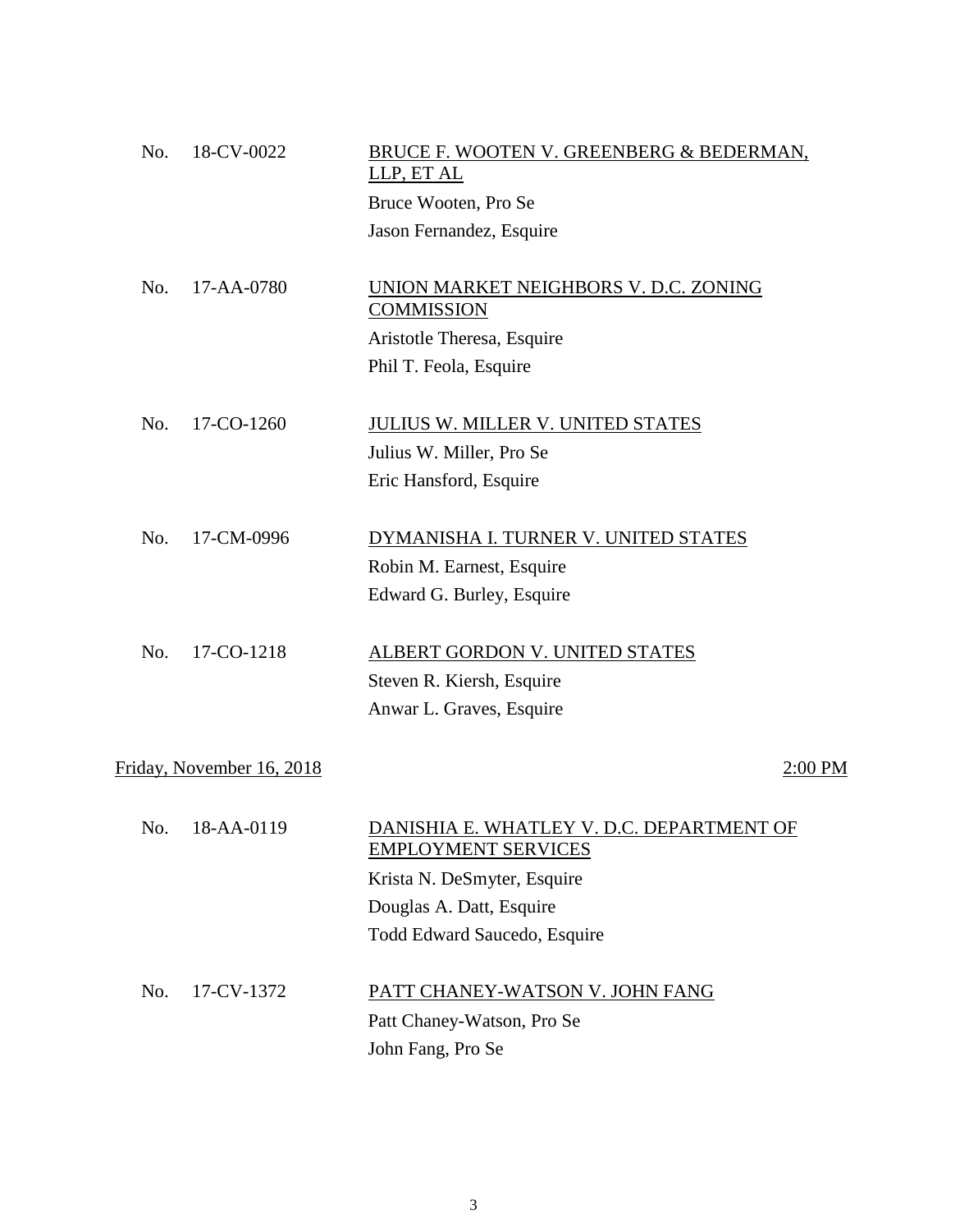No. 18-CV-0022 — BRUCE F. WOOTEN V. GREENBERG & BEDERMAN, LLP, ET AL

Bruce Wooten, Pro Se
Jason Fernandez, Esquire

No. 17-AA-0780 — UNION MARKET NEIGHBORS V. D.C. ZONING COMMISSION

Aristotle Theresa, Esquire
Phil T. Feola, Esquire

No. 17-CO-1260 — JULIUS W. MILLER V. UNITED STATES

Julius W. Miller, Pro Se
Eric Hansford, Esquire

No. 17-CM-0996 — DYMANISHA I. TURNER V. UNITED STATES

Robin M. Earnest, Esquire
Edward G. Burley, Esquire

No. 17-CO-1218 — ALBERT GORDON V. UNITED STATES

Steven R. Kiersh, Esquire
Anwar L. Graves, Esquire

## Friday, November 16, 2018 — 2:00 PM

No. 18-AA-0119 — DANISHIA E. WHATLEY V. D.C. DEPARTMENT OF EMPLOYMENT SERVICES

Krista N. DeSmyter, Esquire
Douglas A. Datt, Esquire
Todd Edward Saucedo, Esquire

No. 17-CV-1372 — PATT CHANEY-WATSON V. JOHN FANG

Patt Chaney-Watson, Pro Se
John Fang, Pro Se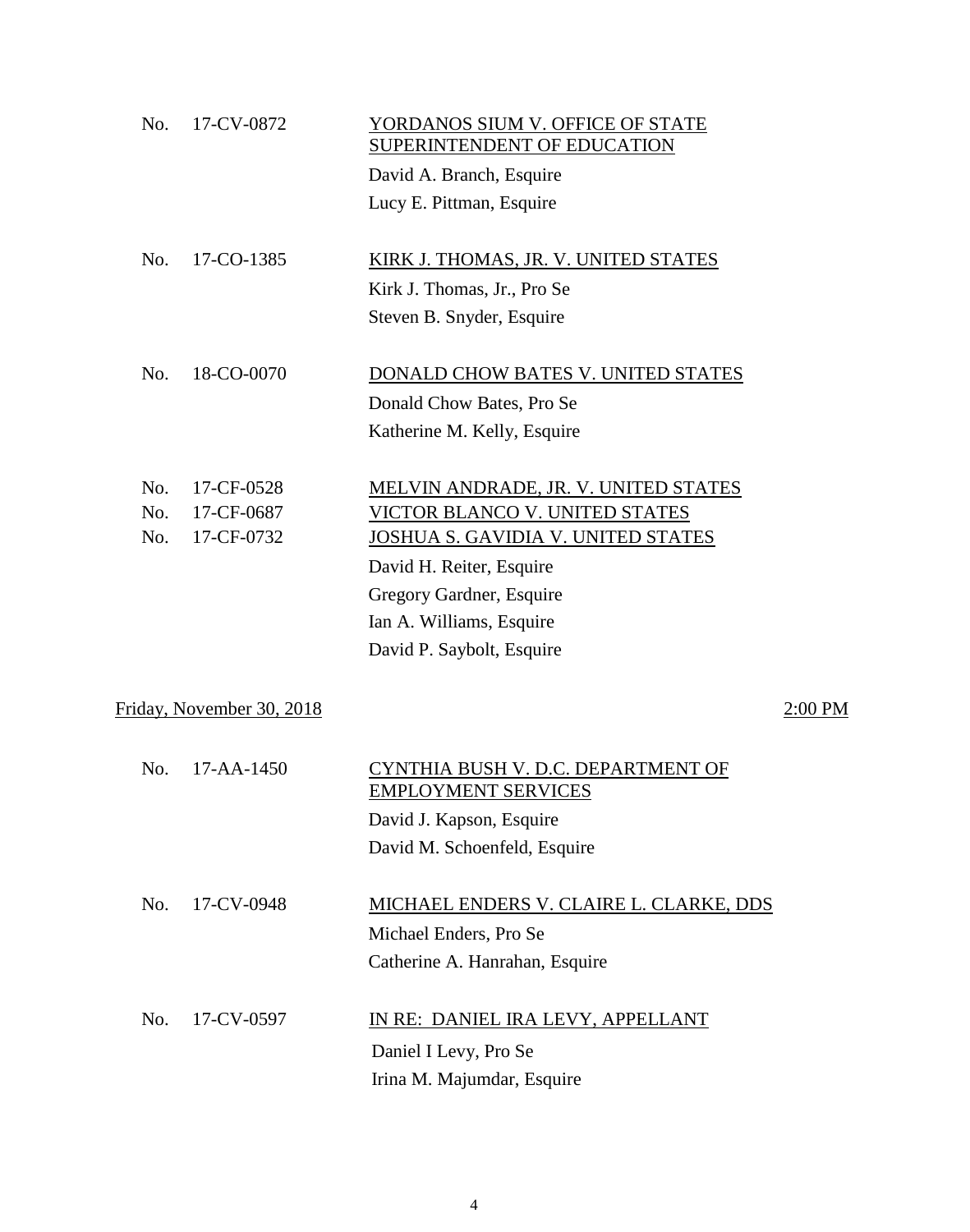No. 17-CV-0872 — <u>YORDANOS SIUM V. OFFICE OF STATE SUPERINTENDENT OF EDUCATION</u>

David A. Branch, Esquire
Lucy E. Pittman, Esquire

No. 17-CO-1385 — <u>KIRK J. THOMAS, JR. V. UNITED STATES</u>

Kirk J. Thomas, Jr., Pro Se
Steven B. Snyder, Esquire

No. 18-CO-0070 — <u>DONALD CHOW BATES V. UNITED STATES</u>

Donald Chow Bates, Pro Se
Katherine M. Kelly, Esquire

No. 17-CF-0528 — <u>MELVIN ANDRADE, JR. V. UNITED STATES</u>
No. 17-CF-0687 — <u>VICTOR BLANCO V. UNITED STATES</u>
No. 17-CF-0732 — <u>JOSHUA S. GAVIDIA V. UNITED STATES</u>

David H. Reiter, Esquire
Gregory Gardner, Esquire
Ian A. Williams, Esquire
David P. Saybolt, Esquire

<u>Friday, November 30, 2018</u> — <u>2:00 PM</u>

No. 17-AA-1450 — <u>CYNTHIA BUSH V. D.C. DEPARTMENT OF EMPLOYMENT SERVICES</u>

David J. Kapson, Esquire
David M. Schoenfeld, Esquire

No. 17-CV-0948 — <u>MICHAEL ENDERS V. CLAIRE L. CLARKE, DDS</u>

Michael Enders, Pro Se
Catherine A. Hanrahan, Esquire

No. 17-CV-0597 — <u>IN RE: DANIEL IRA LEVY, APPELLANT</u>

Daniel I Levy, Pro Se
Irina M. Majumdar, Esquire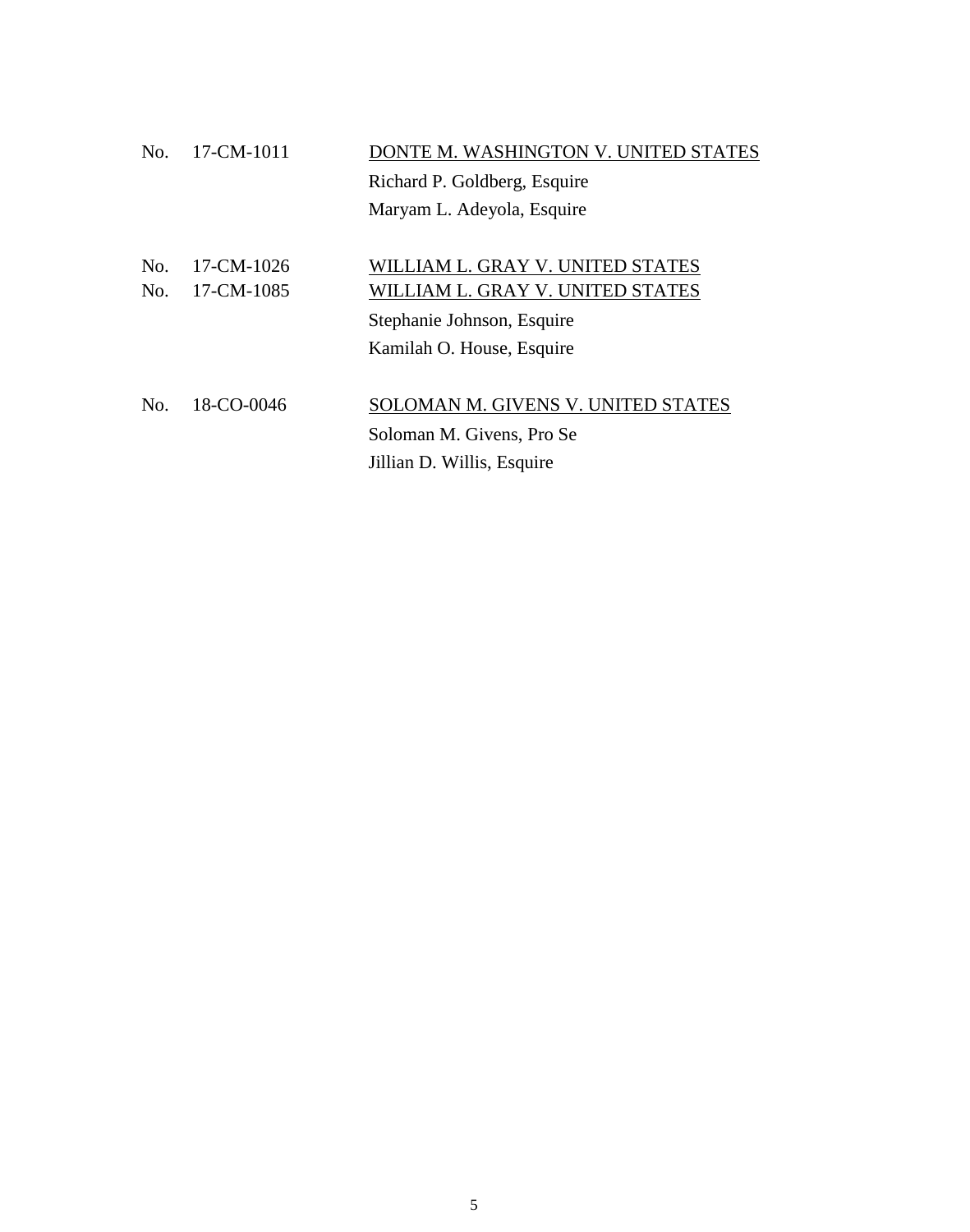No. 17-CM-1011 <u>DONTE M. WASHINGTON V. UNITED STATES</u>

Richard P. Goldberg, Esquire
Maryam L. Adeyola, Esquire

No. 17-CM-1026 <u>WILLIAM L. GRAY V. UNITED STATES</u>
No. 17-CM-1085 <u>WILLIAM L. GRAY V. UNITED STATES</u>

Stephanie Johnson, Esquire
Kamilah O. House, Esquire

No. 18-CO-0046 <u>SOLOMAN M. GIVENS V. UNITED STATES</u>

Soloman M. Givens, Pro Se
Jillian D. Willis, Esquire